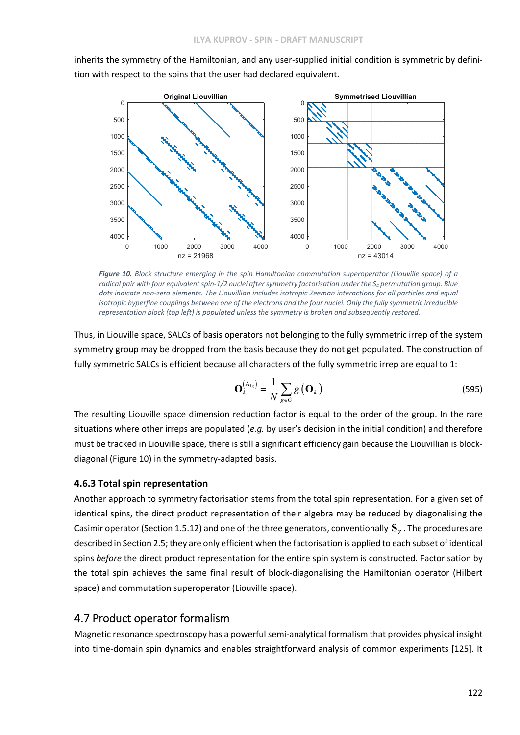inherits the symmetry of the Hamiltonian, and any user-supplied initial condition is symmetric by definition with respect to the spins that the user had declared equivalent.

*Figure 10. Block structure emerging in the spin Hamiltonian commutation superoperator (Liouville space) of a radical pair with four equivalent spin-1/2 nuclei after symmetry factorisation under the $S_4$ permutation group. Blue dots indicate non-zero elements. The Liouvillian includes isotropic Zeeman interactions for all particles and equal isotropic hyperfine couplings between one of the electrons and the four nuclei. Only the fully symmetric irreducible representation block (top left) is populated unless the symmetry is broken and subsequently restored.*

Thus, in Liouville space, SALCs of basis operators not belonging to the fully symmetric irrep of the system symmetry group may be dropped from the basis because they do not get populated. The construction of fully symmetric SALCs is efficient because all characters of the fully symmetric irrep are equal to 1:

$$\mathbf{O}_k^{(\mathrm{A}_{1g})} = \frac{1}{N} \sum_{g \in G} g\left(\mathbf{O}_k\right) \tag{595}$$

The resulting Liouville space dimension reduction factor is equal to the order of the group. In the rare situations where other irreps are populated (*e.g.* by user's decision in the initial condition) and therefore must be tracked in Liouville space, there is still a significant efficiency gain because the Liouvillian is block-diagonal (Figure 10) in the symmetry-adapted basis.

### 4.6.3 Total spin representation

Another approach to symmetry factorisation stems from the total spin representation. For a given set of identical spins, the direct product representation of their algebra may be reduced by diagonalising the Casimir operator (Section 1.5.12) and one of the three generators, conventionally $\mathbf{S}_Z$. The procedures are described in Section 2.5; they are only efficient when the factorisation is applied to each subset of identical spins *before* the direct product representation for the entire spin system is constructed. Factorisation by the total spin achieves the same final result of block-diagonalising the Hamiltonian operator (Hilbert space) and commutation superoperator (Liouville space).

## 4.7 Product operator formalism

Magnetic resonance spectroscopy has a powerful semi-analytical formalism that provides physical insight into time-domain spin dynamics and enables straightforward analysis of common experiments [125]. It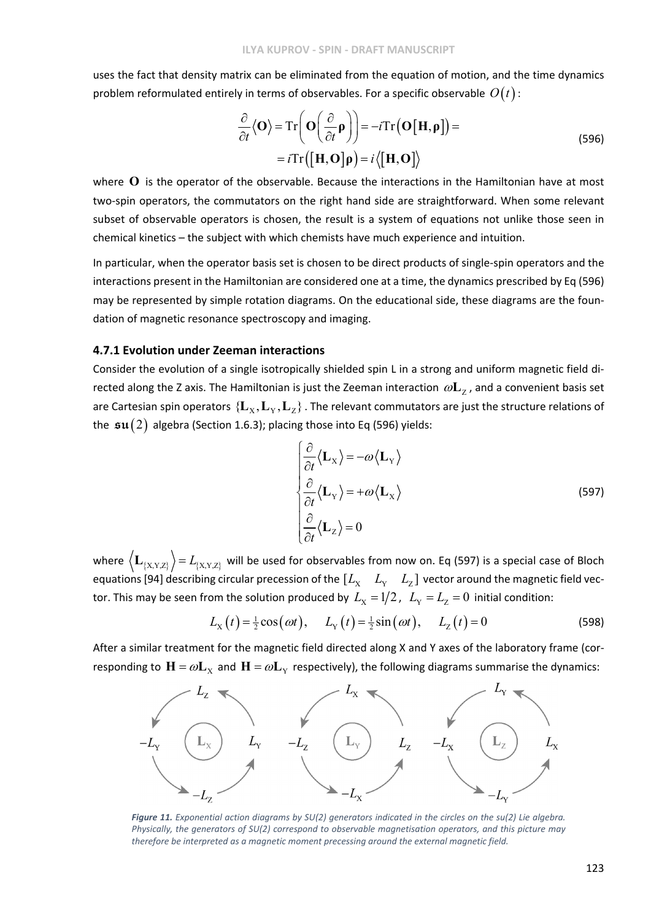uses the fact that density matrix can be eliminated from the equation of motion, and the time dynamics problem reformulated entirely in terms of observables. For a specific observable $O(t)$:

$$
\begin{aligned}
\frac{\partial}{\partial t}\langle \mathbf{O} \rangle = \mathrm{Tr}\left(\mathbf{O}\left(\frac{\partial}{\partial t}\boldsymbol{\rho}\right)\right) = -i\mathrm{Tr}\left(\mathbf{O}\left[\mathbf{H},\boldsymbol{\rho}\right]\right) = \\
= i\mathrm{Tr}\left(\left[\mathbf{H},\mathbf{O}\right]\boldsymbol{\rho}\right) = i\left\langle \left[\mathbf{H},\mathbf{O}\right] \right\rangle
\end{aligned}
\tag{596}
$$

where $\mathbf{O}$ is the operator of the observable. Because the interactions in the Hamiltonian have at most two-spin operators, the commutators on the right hand side are straightforward. When some relevant subset of observable operators is chosen, the result is a system of equations not unlike those seen in chemical kinetics – the subject with which chemists have much experience and intuition.

In particular, when the operator basis set is chosen to be direct products of single-spin operators and the interactions present in the Hamiltonian are considered one at a time, the dynamics prescribed by Eq (596) may be represented by simple rotation diagrams. On the educational side, these diagrams are the foundation of magnetic resonance spectroscopy and imaging.

### 4.7.1 Evolution under Zeeman interactions

Consider the evolution of a single isotropically shielded spin L in a strong and uniform magnetic field directed along the Z axis. The Hamiltonian is just the Zeeman interaction $\omega\mathbf{L}_{\mathrm{Z}}$, and a convenient basis set are Cartesian spin operators $\{\mathbf{L}_{\mathrm{X}},\mathbf{L}_{\mathrm{Y}},\mathbf{L}_{\mathrm{Z}}\}$. The relevant commutators are just the structure relations of the $\mathfrak{su}(2)$ algebra (Section 1.6.3); placing those into Eq (596) yields:

$$
\begin{cases}
\dfrac{\partial}{\partial t}\langle \mathbf{L}_{\mathrm{X}} \rangle = -\omega\langle \mathbf{L}_{\mathrm{Y}} \rangle \\
\dfrac{\partial}{\partial t}\langle \mathbf{L}_{\mathrm{Y}} \rangle = +\omega\langle \mathbf{L}_{\mathrm{X}} \rangle \\
\dfrac{\partial}{\partial t}\langle \mathbf{L}_{\mathrm{Z}} \rangle = 0
\end{cases}
\tag{597}
$$

where $\left\langle \mathbf{L}_{\{\mathrm{X,Y,Z}\}} \right\rangle = L_{\{\mathrm{X,Y,Z}\}}$ will be used for observables from now on. Eq (597) is a special case of Bloch equations [94] describing circular precession of the $[L_{\mathrm{X}} \quad L_{\mathrm{Y}} \quad L_{\mathrm{Z}}]$ vector around the magnetic field vector. This may be seen from the solution produced by $L_{\mathrm{X}} = 1/2$, $L_{\mathrm{Y}} = L_{\mathrm{Z}} = 0$ initial condition:

$$
L_{\mathrm{X}}(t) = \tfrac{1}{2}\cos(\omega t), \quad L_{\mathrm{Y}}(t) = \tfrac{1}{2}\sin(\omega t), \quad L_{\mathrm{Z}}(t) = 0
\tag{598}
$$

After a similar treatment for the magnetic field directed along X and Y axes of the laboratory frame (corresponding to $\mathbf{H} = \omega\mathbf{L}_{\mathrm{X}}$ and $\mathbf{H} = \omega\mathbf{L}_{\mathrm{Y}}$ respectively), the following diagrams summarise the dynamics:

*Figure 11. Exponential action diagrams by SU(2) generators indicated in the circles on the su(2) Lie algebra. Physically, the generators of SU(2) correspond to observable magnetisation operators, and this picture may therefore be interpreted as a magnetic moment precessing around the external magnetic field.*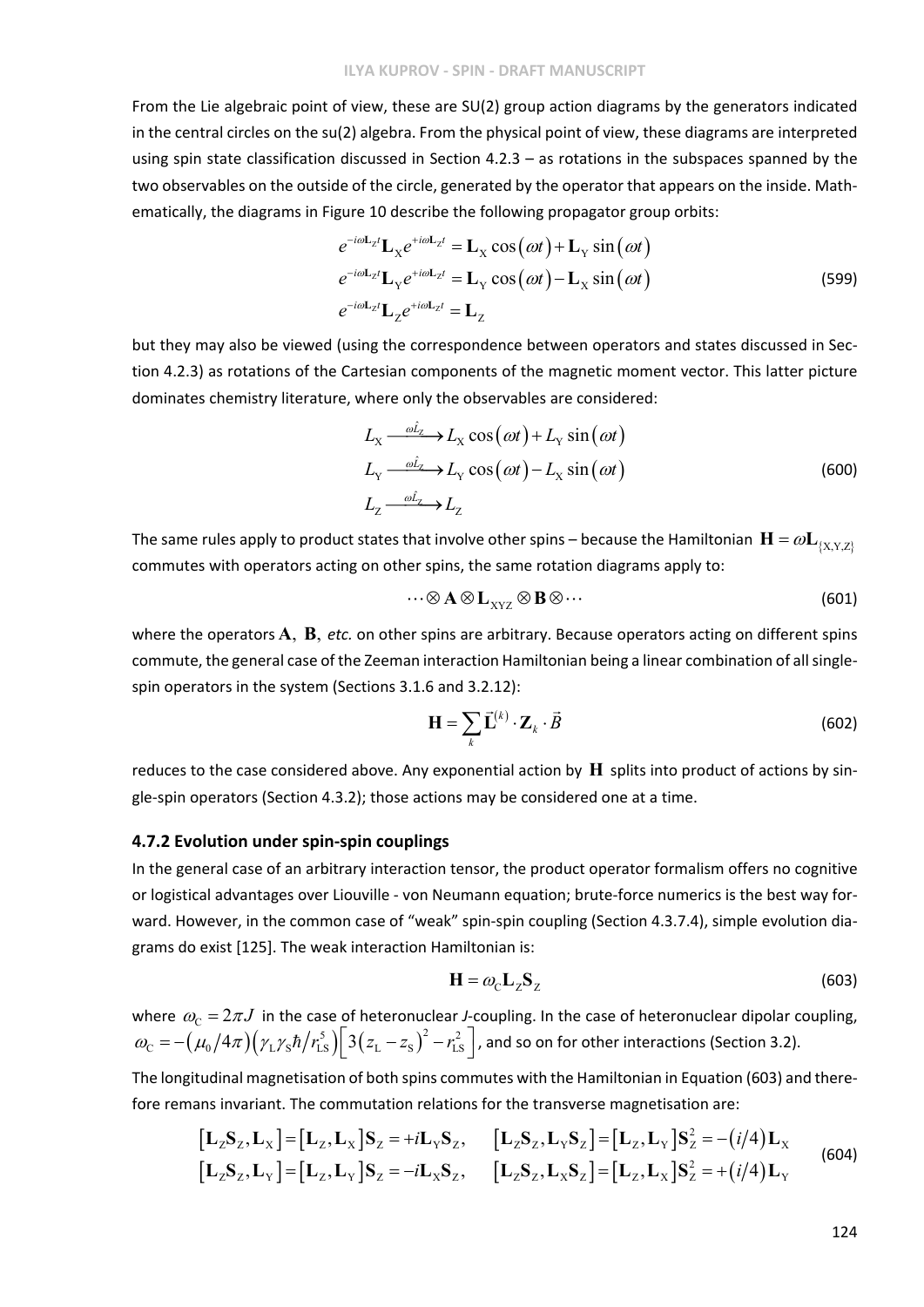From the Lie algebraic point of view, these are SU(2) group action diagrams by the generators indicated in the central circles on the su(2) algebra. From the physical point of view, these diagrams are interpreted using spin state classification discussed in Section 4.2.3 – as rotations in the subspaces spanned by the two observables on the outside of the circle, generated by the operator that appears on the inside. Mathematically, the diagrams in Figure 10 describe the following propagator group orbits:

$$
\begin{aligned}
e^{-i\omega \mathbf{L}_Z t}\mathbf{L}_X e^{+i\omega \mathbf{L}_Z t} &= \mathbf{L}_X \cos(\omega t) + \mathbf{L}_Y \sin(\omega t) \\
e^{-i\omega \mathbf{L}_Z t}\mathbf{L}_Y e^{+i\omega \mathbf{L}_Z t} &= \mathbf{L}_Y \cos(\omega t) - \mathbf{L}_X \sin(\omega t) \\
e^{-i\omega \mathbf{L}_Z t}\mathbf{L}_Z e^{+i\omega \mathbf{L}_Z t} &= \mathbf{L}_Z
\end{aligned}
\tag{599}
$$

but they may also be viewed (using the correspondence between operators and states discussed in Section 4.2.3) as rotations of the Cartesian components of the magnetic moment vector. This latter picture dominates chemistry literature, where only the observables are considered:

$$
\begin{aligned}
L_X &\xrightarrow{\omega \hat{L}_Z} L_X \cos(\omega t) + L_Y \sin(\omega t) \\
L_Y &\xrightarrow{\omega \hat{L}_Z} L_Y \cos(\omega t) - L_X \sin(\omega t) \\
L_Z &\xrightarrow{\omega \hat{L}_Z} L_Z
\end{aligned}
\tag{600}
$$

The same rules apply to product states that involve other spins – because the Hamiltonian $\mathbf{H} = \omega \mathbf{L}_{\{X,Y,Z\}}$ commutes with operators acting on other spins, the same rotation diagrams apply to:

$$
\cdots \otimes \mathbf{A} \otimes \mathbf{L}_{XYZ} \otimes \mathbf{B} \otimes \cdots \tag{601}
$$

where the operators $\mathbf{A}$, $\mathbf{B}$, *etc.* on other spins are arbitrary. Because operators acting on different spins commute, the general case of the Zeeman interaction Hamiltonian being a linear combination of all single-spin operators in the system (Sections 3.1.6 and 3.2.12):

$$
\mathbf{H} = \sum_k \vec{\mathbf{L}}^{(k)} \cdot \mathbf{Z}_k \cdot \vec{B} \tag{602}
$$

reduces to the case considered above. Any exponential action by $\mathbf{H}$ splits into product of actions by single-spin operators (Section 4.3.2); those actions may be considered one at a time.

### 4.7.2 Evolution under spin-spin couplings

In the general case of an arbitrary interaction tensor, the product operator formalism offers no cognitive or logistical advantages over Liouville - von Neumann equation; brute-force numerics is the best way forward. However, in the common case of "weak" spin-spin coupling (Section 4.3.7.4), simple evolution diagrams do exist [125]. The weak interaction Hamiltonian is:

$$
\mathbf{H} = \omega_C \mathbf{L}_Z \mathbf{S}_Z \tag{603}
$$

where $\omega_C = 2\pi J$ in the case of heteronuclear *J*-coupling. In the case of heteronuclear dipolar coupling, $\omega_C = -(\mu_0/4\pi)(\gamma_L\gamma_S\hbar/r_{LS}^5)\left[3(z_L - z_S)^2 - r_{LS}^2\right]$, and so on for other interactions (Section 3.2).

The longitudinal magnetisation of both spins commutes with the Hamiltonian in Equation (603) and therefore remans invariant. The commutation relations for the transverse magnetisation are:

$$
\begin{aligned}
&[\mathbf{L}_Z\mathbf{S}_Z, \mathbf{L}_X] = [\mathbf{L}_Z, \mathbf{L}_X]\mathbf{S}_Z = +i\mathbf{L}_Y\mathbf{S}_Z, \quad [\mathbf{L}_Z\mathbf{S}_Z, \mathbf{L}_Y\mathbf{S}_Z] = [\mathbf{L}_Z, \mathbf{L}_Y]\mathbf{S}_Z^2 = -(i/4)\mathbf{L}_X \\
&[\mathbf{L}_Z\mathbf{S}_Z, \mathbf{L}_Y] = [\mathbf{L}_Z, \mathbf{L}_Y]\mathbf{S}_Z = -i\mathbf{L}_X\mathbf{S}_Z, \quad [\mathbf{L}_Z\mathbf{S}_Z, \mathbf{L}_X\mathbf{S}_Z] = [\mathbf{L}_Z, \mathbf{L}_X]\mathbf{S}_Z^2 = +(i/4)\mathbf{L}_Y
\end{aligned}
\tag{604}
$$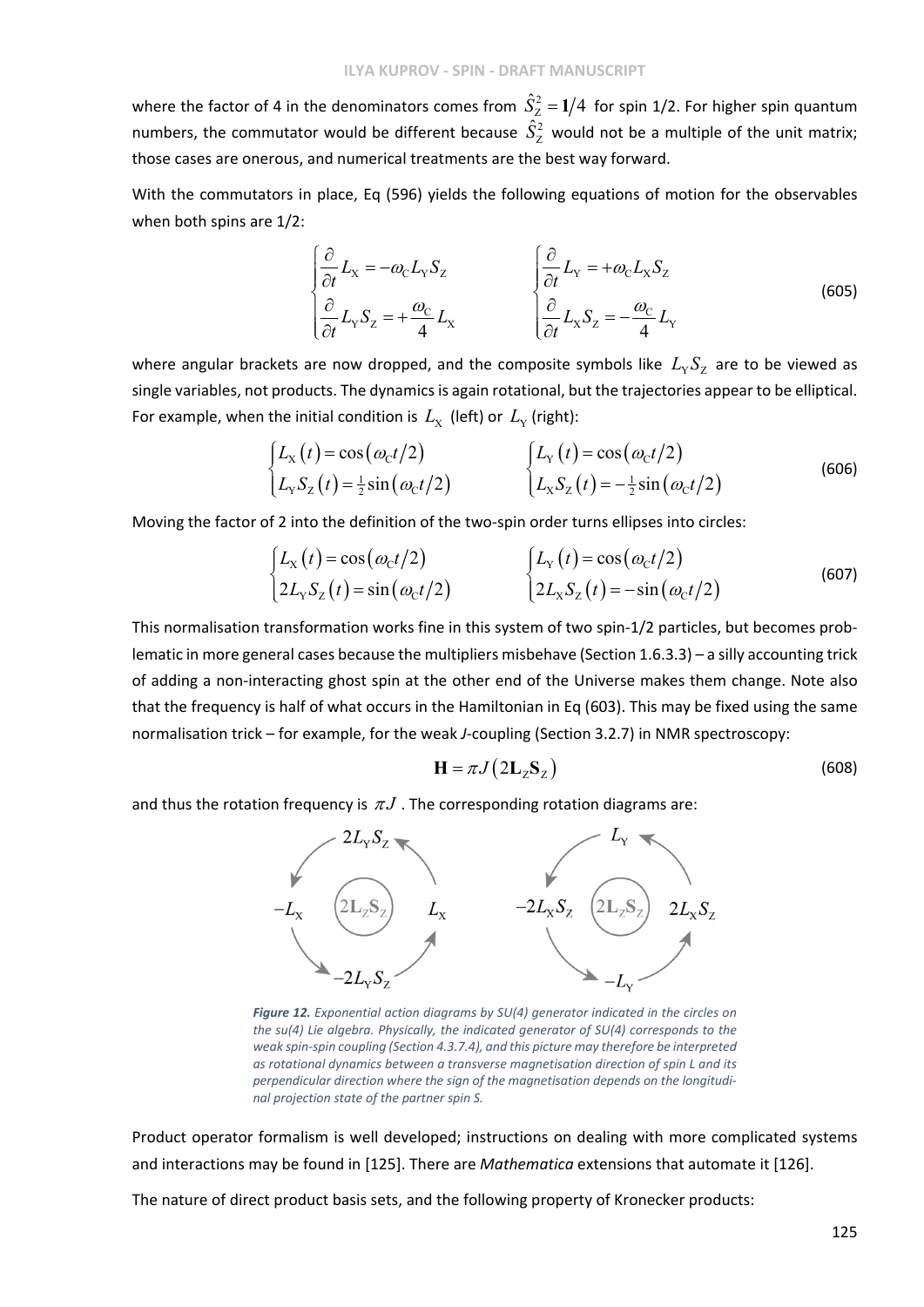where the factor of 4 in the denominators comes from $\hat{S}_{\mathrm{Z}}^2 = \mathbf{1}/4$ for spin 1/2. For higher spin quantum numbers, the commutator would be different because $\hat{S}_{\mathrm{Z}}^2$ would not be a multiple of the unit matrix; those cases are onerous, and numerical treatments are the best way forward.

With the commutators in place, Eq (596) yields the following equations of motion for the observables when both spins are 1/2:

$$
\begin{cases} \dfrac{\partial}{\partial t} L_{\mathrm{X}} = -\omega_{\mathrm{C}} L_{\mathrm{Y}} S_{\mathrm{Z}} \\ \dfrac{\partial}{\partial t} L_{\mathrm{Y}} S_{\mathrm{Z}} = +\dfrac{\omega_{\mathrm{C}}}{4} L_{\mathrm{X}} \end{cases} \qquad \begin{cases} \dfrac{\partial}{\partial t} L_{\mathrm{Y}} = +\omega_{\mathrm{C}} L_{\mathrm{X}} S_{\mathrm{Z}} \\ \dfrac{\partial}{\partial t} L_{\mathrm{X}} S_{\mathrm{Z}} = -\dfrac{\omega_{\mathrm{C}}}{4} L_{\mathrm{Y}} \end{cases} \tag{605}
$$

where angular brackets are now dropped, and the composite symbols like $L_{\mathrm{Y}} S_{\mathrm{Z}}$ are to be viewed as single variables, not products. The dynamics is again rotational, but the trajectories appear to be elliptical. For example, when the initial condition is $L_{\mathrm{X}}$ (left) or $L_{\mathrm{Y}}$ (right):

$$
\begin{cases} L_{\mathrm{X}}(t) = \cos(\omega_{\mathrm{C}} t/2) \\ L_{\mathrm{Y}} S_{\mathrm{Z}}(t) = \frac{1}{2}\sin(\omega_{\mathrm{C}} t/2) \end{cases} \qquad \begin{cases} L_{\mathrm{Y}}(t) = \cos(\omega_{\mathrm{C}} t/2) \\ L_{\mathrm{X}} S_{\mathrm{Z}}(t) = -\frac{1}{2}\sin(\omega_{\mathrm{C}} t/2) \end{cases} \tag{606}
$$

Moving the factor of 2 into the definition of the two-spin order turns ellipses into circles:

$$
\begin{cases} L_{\mathrm{X}}(t) = \cos(\omega_{\mathrm{C}} t/2) \\ 2L_{\mathrm{Y}} S_{\mathrm{Z}}(t) = \sin(\omega_{\mathrm{C}} t/2) \end{cases} \qquad \begin{cases} L_{\mathrm{Y}}(t) = \cos(\omega_{\mathrm{C}} t/2) \\ 2L_{\mathrm{X}} S_{\mathrm{Z}}(t) = -\sin(\omega_{\mathrm{C}} t/2) \end{cases} \tag{607}
$$

This normalisation transformation works fine in this system of two spin-1/2 particles, but becomes problematic in more general cases because the multipliers misbehave (Section 1.6.3.3) – a silly accounting trick of adding a non-interacting ghost spin at the other end of the Universe makes them change. Note also that the frequency is half of what occurs in the Hamiltonian in Eq (603). This may be fixed using the same normalisation trick – for example, for the weak *J*-coupling (Section 3.2.7) in NMR spectroscopy:

$$
\mathbf{H} = \pi J \left( 2\mathbf{L}_{\mathrm{Z}} \mathbf{S}_{\mathrm{Z}} \right) \tag{608}
$$

and thus the rotation frequency is $\pi J$. The corresponding rotation diagrams are:

*Figure 12. Exponential action diagrams by SU(4) generator indicated in the circles on the su(4) Lie algebra. Physically, the indicated generator of SU(4) corresponds to the weak spin-spin coupling (Section 4.3.7.4), and this picture may therefore be interpreted as rotational dynamics between a transverse magnetisation direction of spin L and its perpendicular direction where the sign of the magnetisation depends on the longitudinal projection state of the partner spin S.*

Product operator formalism is well developed; instructions on dealing with more complicated systems and interactions may be found in [125]. There are *Mathematica* extensions that automate it [126].

The nature of direct product basis sets, and the following property of Kronecker products: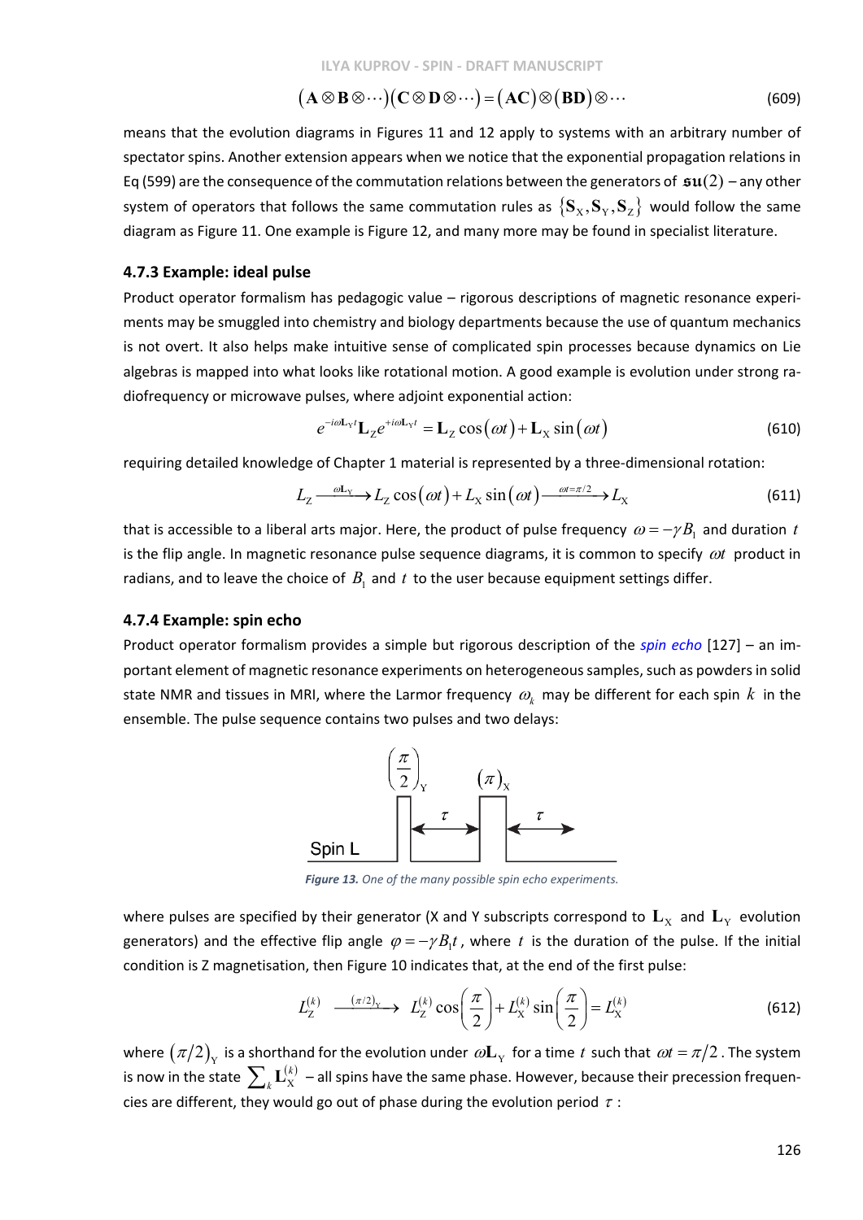$$\left(\mathbf{A}\otimes\mathbf{B}\otimes\cdots\right)\left(\mathbf{C}\otimes\mathbf{D}\otimes\cdots\right)=\left(\mathbf{AC}\right)\otimes\left(\mathbf{BD}\right)\otimes\cdots \tag{609}$$

means that the evolution diagrams in Figures 11 and 12 apply to systems with an arbitrary number of spectator spins. Another extension appears when we notice that the exponential propagation relations in Eq (599) are the consequence of the commutation relations between the generators of $\mathfrak{su}(2)$ – any other system of operators that follows the same commutation rules as $\left\{\mathbf{S}_\text{X},\mathbf{S}_\text{Y},\mathbf{S}_\text{Z}\right\}$ would follow the same diagram as Figure 11. One example is Figure 12, and many more may be found in specialist literature.

### 4.7.3 Example: ideal pulse

Product operator formalism has pedagogic value – rigorous descriptions of magnetic resonance experiments may be smuggled into chemistry and biology departments because the use of quantum mechanics is not overt. It also helps make intuitive sense of complicated spin processes because dynamics on Lie algebras is mapped into what looks like rotational motion. A good example is evolution under strong radiofrequency or microwave pulses, where adjoint exponential action:

$$e^{-i\omega\mathbf{L}_\text{Y}t}\mathbf{L}_\text{Z}e^{+i\omega\mathbf{L}_\text{Y}t}=\mathbf{L}_\text{Z}\cos\left(\omega t\right)+\mathbf{L}_\text{X}\sin\left(\omega t\right) \tag{610}$$

requiring detailed knowledge of Chapter 1 material is represented by a three-dimensional rotation:

$$L_\text{Z}\xrightarrow{\omega\mathbf{L}_\text{Y}}L_\text{Z}\cos\left(\omega t\right)+L_\text{X}\sin\left(\omega t\right)\xrightarrow{\omega t=\pi/2}L_\text{X} \tag{611}$$

that is accessible to a liberal arts major. Here, the product of pulse frequency $\omega=-\gamma B_1$ and duration $t$ is the flip angle. In magnetic resonance pulse sequence diagrams, it is common to specify $\omega t$ product in radians, and to leave the choice of $B_1$ and $t$ to the user because equipment settings differ.

### 4.7.4 Example: spin echo

Product operator formalism provides a simple but rigorous description of the *spin echo* [127] – an important element of magnetic resonance experiments on heterogeneous samples, such as powders in solid state NMR and tissues in MRI, where the Larmor frequency $\omega_k$ may be different for each spin $k$ in the ensemble. The pulse sequence contains two pulses and two delays:

*Figure 13. One of the many possible spin echo experiments.*

where pulses are specified by their generator (X and Y subscripts correspond to $\mathbf{L}_\text{X}$ and $\mathbf{L}_\text{Y}$ evolution generators) and the effective flip angle $\varphi=-\gamma B_1 t$, where $t$ is the duration of the pulse. If the initial condition is Z magnetisation, then Figure 10 indicates that, at the end of the first pulse:

$$L_\text{Z}^{(k)}\xrightarrow{(\pi/2)_\text{Y}}L_\text{Z}^{(k)}\cos\left(\frac{\pi}{2}\right)+L_\text{X}^{(k)}\sin\left(\frac{\pi}{2}\right)=L_\text{X}^{(k)} \tag{612}$$

where $\left(\pi/2\right)_\text{Y}$ is a shorthand for the evolution under $\omega\mathbf{L}_\text{Y}$ for a time $t$ such that $\omega t=\pi/2$. The system is now in the state $\sum_k\mathbf{L}_\text{X}^{(k)}$ – all spins have the same phase. However, because their precession frequencies are different, they would go out of phase during the evolution period $\tau$: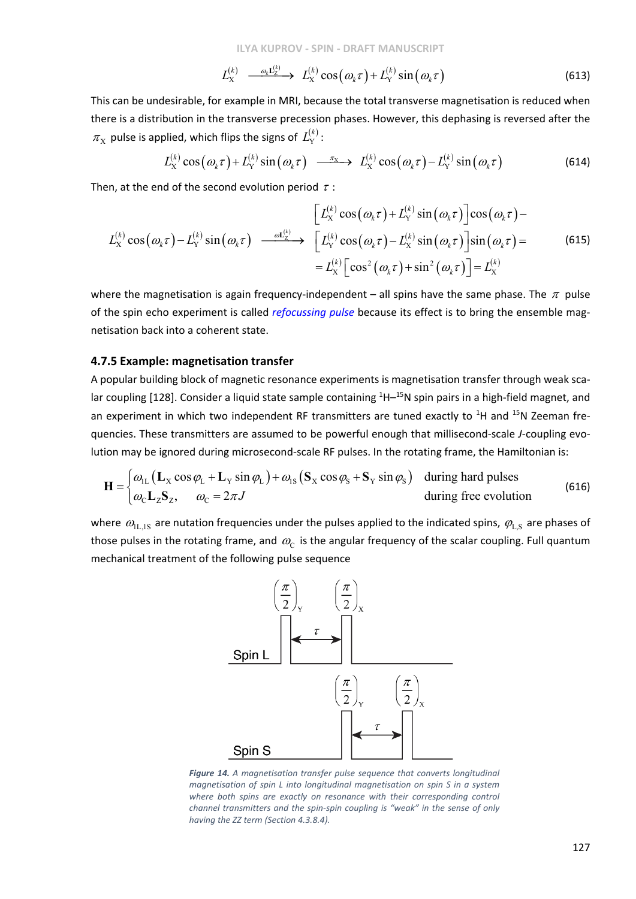$$L_{\mathrm{X}}^{(k)} \xrightarrow{\omega_k \mathbf{L}_{\mathrm{Z}}^{(k)}} L_{\mathrm{X}}^{(k)} \cos(\omega_k \tau) + L_{\mathrm{Y}}^{(k)} \sin(\omega_k \tau) \tag{613}$$

This can be undesirable, for example in MRI, because the total transverse magnetisation is reduced when there is a distribution in the transverse precession phases. However, this dephasing is reversed after the $\pi_{\mathrm{X}}$ pulse is applied, which flips the signs of $L_{\mathrm{Y}}^{(k)}$:

$$L_{\mathrm{X}}^{(k)} \cos(\omega_k \tau) + L_{\mathrm{Y}}^{(k)} \sin(\omega_k \tau) \xrightarrow{\pi_{\mathrm{X}}} L_{\mathrm{X}}^{(k)} \cos(\omega_k \tau) - L_{\mathrm{Y}}^{(k)} \sin(\omega_k \tau) \tag{614}$$

Then, at the end of the second evolution period $\tau$:

$$\begin{aligned} L_{\mathrm{X}}^{(k)} \cos(\omega_k \tau) - L_{\mathrm{Y}}^{(k)} \sin(\omega_k \tau) \xrightarrow{\omega \mathbf{L}_{\mathrm{Z}}^{(k)}} & \left[ L_{\mathrm{X}}^{(k)} \cos(\omega_k \tau) + L_{\mathrm{Y}}^{(k)} \sin(\omega_k \tau) \right] \cos(\omega_k \tau) - \\ & \left[ L_{\mathrm{Y}}^{(k)} \cos(\omega_k \tau) - L_{\mathrm{X}}^{(k)} \sin(\omega_k \tau) \right] \sin(\omega_k \tau) = \\ & = L_{\mathrm{X}}^{(k)} \left[ \cos^2(\omega_k \tau) + \sin^2(\omega_k \tau) \right] = L_{\mathrm{X}}^{(k)} \end{aligned} \tag{615}$$

where the magnetisation is again frequency-independent – all spins have the same phase. The $\pi$ pulse of the spin echo experiment is called *refocussing pulse* because its effect is to bring the ensemble magnetisation back into a coherent state.

### 4.7.5 Example: magnetisation transfer

A popular building block of magnetic resonance experiments is magnetisation transfer through weak scalar coupling [128]. Consider a liquid state sample containing $^{1}$H–$^{15}$N spin pairs in a high-field magnet, and an experiment in which two independent RF transmitters are tuned exactly to $^{1}$H and $^{15}$N Zeeman frequencies. These transmitters are assumed to be powerful enough that millisecond-scale *J*-coupling evolution may be ignored during microsecond-scale RF pulses. In the rotating frame, the Hamiltonian is:

$$\mathbf{H} = \begin{cases} \omega_{1\mathrm{L}} \left( \mathbf{L}_{\mathrm{X}} \cos\varphi_{\mathrm{L}} + \mathbf{L}_{\mathrm{Y}} \sin\varphi_{\mathrm{L}} \right) + \omega_{1\mathrm{S}} \left( \mathbf{S}_{\mathrm{X}} \cos\varphi_{\mathrm{S}} + \mathbf{S}_{\mathrm{Y}} \sin\varphi_{\mathrm{S}} \right) & \text{during hard pulses} \\ \omega_{\mathrm{C}} \mathbf{L}_{\mathrm{Z}} \mathbf{S}_{\mathrm{Z}}, \quad \omega_{\mathrm{C}} = 2\pi J & \text{during free evolution} \end{cases} \tag{616}$$

where $\omega_{1\mathrm{L},1\mathrm{S}}$ are nutation frequencies under the pulses applied to the indicated spins, $\varphi_{\mathrm{L,S}}$ are phases of those pulses in the rotating frame, and $\omega_{\mathrm{C}}$ is the angular frequency of the scalar coupling. Full quantum mechanical treatment of the following pulse sequence

*Figure 14. A magnetisation transfer pulse sequence that converts longitudinal magnetisation of spin L into longitudinal magnetisation on spin S in a system where both spins are exactly on resonance with their corresponding control channel transmitters and the spin-spin coupling is "weak" in the sense of only having the ZZ term (Section 4.3.8.4).*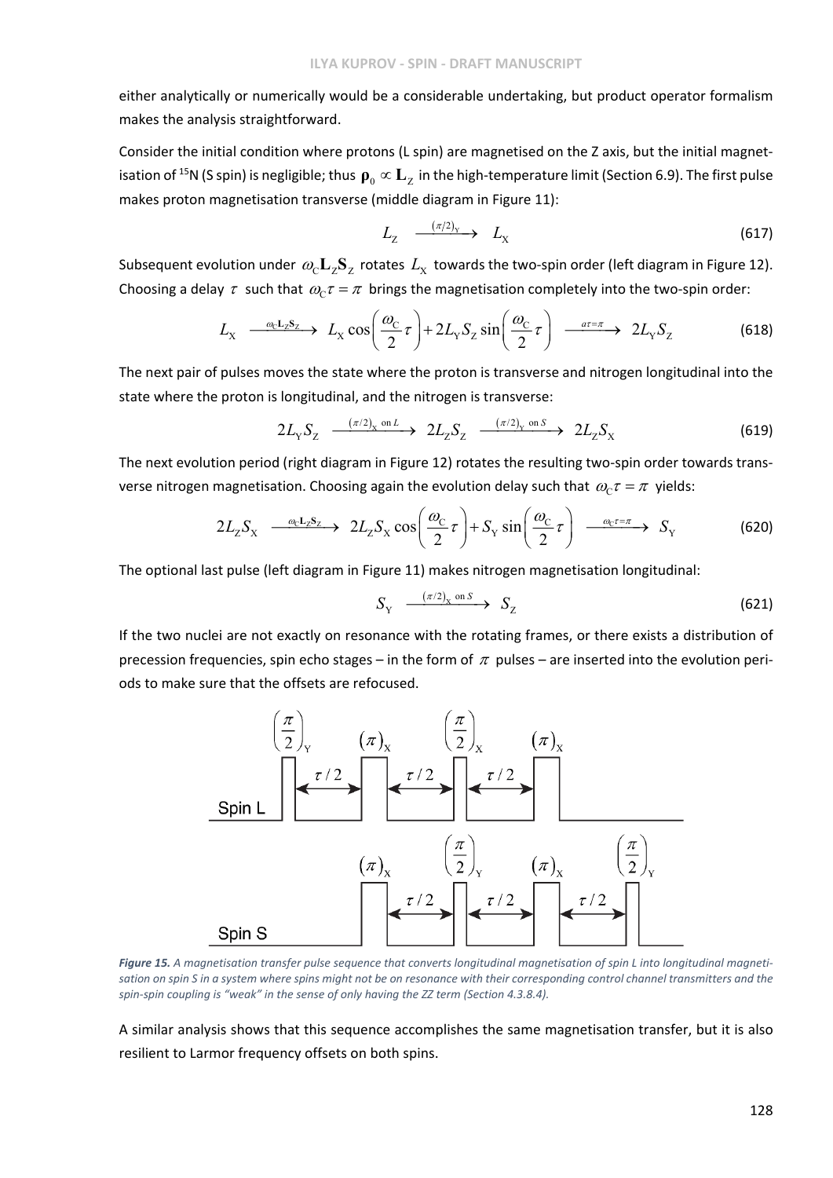either analytically or numerically would be a considerable undertaking, but product operator formalism makes the analysis straightforward.

Consider the initial condition where protons (L spin) are magnetised on the Z axis, but the initial magnetisation of [15]N (S spin) is negligible; thus $\boldsymbol{\rho}_0 \propto \mathbf{L}_\mathrm{Z}$ in the high-temperature limit (Section 6.9). The first pulse makes proton magnetisation transverse (middle diagram in Figure 11):

$$L_\mathrm{Z} \xrightarrow{(\pi/2)_\mathrm{Y}} L_\mathrm{X} \tag{617}$$

Subsequent evolution under $\omega_\mathrm{C}\mathbf{L}_\mathrm{Z}\mathbf{S}_\mathrm{Z}$ rotates $L_\mathrm{X}$ towards the two-spin order (left diagram in Figure 12). Choosing a delay $\tau$ such that $\omega_\mathrm{C}\tau = \pi$ brings the magnetisation completely into the two-spin order:

$$L_\mathrm{X} \xrightarrow{\omega_\mathrm{C}\mathbf{L}_\mathrm{Z}\mathbf{S}_\mathrm{Z}} L_\mathrm{X}\cos\left(\frac{\omega_\mathrm{C}}{2}\tau\right) + 2L_\mathrm{Y}S_\mathrm{Z}\sin\left(\frac{\omega_\mathrm{C}}{2}\tau\right) \xrightarrow{a\tau=\pi} 2L_\mathrm{Y}S_\mathrm{Z} \tag{618}$$

The next pair of pulses moves the state where the proton is transverse and nitrogen longitudinal into the state where the proton is longitudinal, and the nitrogen is transverse:

$$2L_\mathrm{Y}S_\mathrm{Z} \xrightarrow{(\pi/2)_\mathrm{X}\ \text{on}\ L} 2L_\mathrm{Z}S_\mathrm{Z} \xrightarrow{(\pi/2)_\mathrm{Y}\ \text{on}\ S} 2L_\mathrm{Z}S_\mathrm{X} \tag{619}$$

The next evolution period (right diagram in Figure 12) rotates the resulting two-spin order towards transverse nitrogen magnetisation. Choosing again the evolution delay such that $\omega_\mathrm{C}\tau = \pi$ yields:

$$2L_\mathrm{Z}S_\mathrm{X} \xrightarrow{\omega_\mathrm{C}\mathbf{L}_\mathrm{Z}\mathbf{S}_\mathrm{Z}} 2L_\mathrm{Z}S_\mathrm{X}\cos\left(\frac{\omega_\mathrm{C}}{2}\tau\right) + S_\mathrm{Y}\sin\left(\frac{\omega_\mathrm{C}}{2}\tau\right) \xrightarrow{\omega_\mathrm{C}\tau=\pi} S_\mathrm{Y} \tag{620}$$

The optional last pulse (left diagram in Figure 11) makes nitrogen magnetisation longitudinal:

$$S_\mathrm{Y} \xrightarrow{(\pi/2)_\mathrm{X}\ \text{on}\ S} S_\mathrm{Z} \tag{621}$$

If the two nuclei are not exactly on resonance with the rotating frames, or there exists a distribution of precession frequencies, spin echo stages – in the form of $\pi$ pulses – are inserted into the evolution periods to make sure that the offsets are refocused.

$\left(\frac{\pi}{2}\right)_\mathrm{Y}$ $(\pi)_\mathrm{X}$ $\left(\frac{\pi}{2}\right)_\mathrm{X}$ $(\pi)_\mathrm{X}$

$\tau/2$ $\tau/2$ $\tau/2$

Spin L

$(\pi)_\mathrm{X}$ $\left(\frac{\pi}{2}\right)_\mathrm{Y}$ $(\pi)_\mathrm{X}$ $\left(\frac{\pi}{2}\right)_\mathrm{Y}$

$\tau/2$ $\tau/2$ $\tau/2$

Spin S

***Figure 15.*** *A magnetisation transfer pulse sequence that converts longitudinal magnetisation of spin L into longitudinal magnetisation on spin S in a system where spins might not be on resonance with their corresponding control channel transmitters and the spin-spin coupling is "weak" in the sense of only having the ZZ term (Section 4.3.8.4).*

A similar analysis shows that this sequence accomplishes the same magnetisation transfer, but it is also resilient to Larmor frequency offsets on both spins.